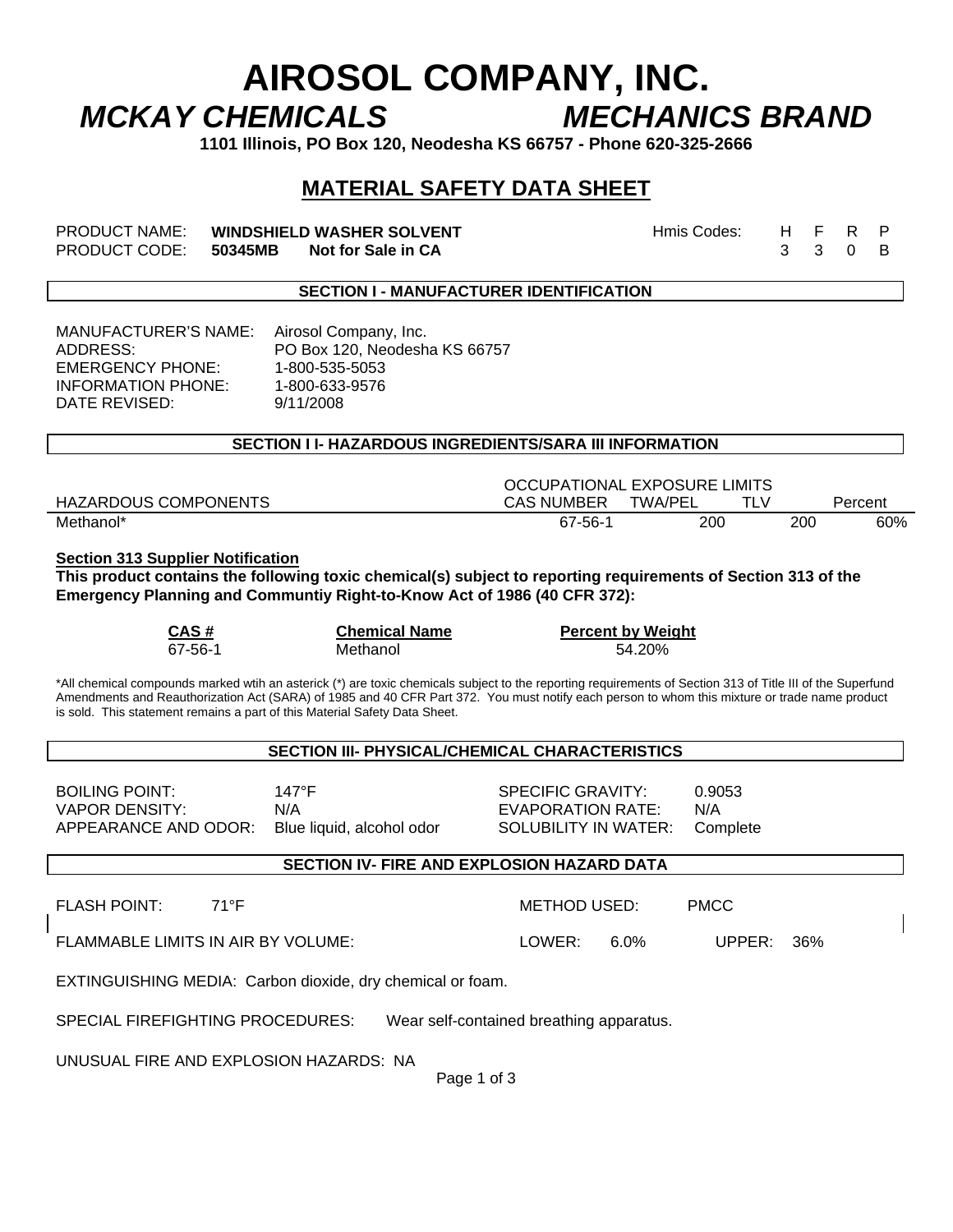# AIROSOL COMPANY, INC.

## *MCKAY CHEMICALS* *MECHANICS BRAND*

**1101 Illinois, PO Box 120, Neodesha KS 66757 - Phone 620-325-2666**

## MATERIAL SAFETY DATA SHEET

PRODUCT NAME: **WINDSHIELD WASHER SOLVENT**
PRODUCT CODE: **50345MB** **Not for Sale in CA**

| Hmis Codes: | H | F | R | P |
|---|---|---|---|---|
| | 3 | 3 | 0 | B |

### SECTION I - MANUFACTURER IDENTIFICATION

MANUFACTURER'S NAME: Airosol Company, Inc.
ADDRESS: PO Box 120, Neodesha KS 66757
EMERGENCY PHONE: 1-800-535-5053
INFORMATION PHONE: 1-800-633-9576
DATE REVISED: 9/11/2008

### SECTION I I- HAZARDOUS INGREDIENTS/SARA III INFORMATION

| HAZARDOUS COMPONENTS | CAS NUMBER | OCCUPATIONAL EXPOSURE LIMITS TWA/PEL | TLV | Percent |
|---|---|---|---|---|
| Methanol* | 67-56-1 | 200 | 200 | 60% |

**Section 313 Supplier Notification**
**This product contains the following toxic chemical(s) subject to reporting requirements of Section 313 of the Emergency Planning and Communtiy Right-to-Know Act of 1986 (40 CFR 372):**

| CAS # | Chemical Name | Percent by Weight |
|---|---|---|
| 67-56-1 | Methanol | 54.20% |

*All chemical compounds marked wtih an asterick (*) are toxic chemicals subject to the reporting requirements of Section 313 of Title III of the Superfund Amendments and Reauthorization Act (SARA) of 1985 and 40 CFR Part 372. You must notify each person to whom this mixture or trade name product is sold. This statement remains a part of this Material Safety Data Sheet.

### SECTION III- PHYSICAL/CHEMICAL CHARACTERISTICS

| | | | |
|---|---|---|---|
| BOILING POINT: | 147°F | SPECIFIC GRAVITY: | 0.9053 |
| VAPOR DENSITY: | N/A | EVAPORATION RATE: | N/A |
| APPEARANCE AND ODOR: | Blue liquid, alcohol odor | SOLUBILITY IN WATER: | Complete |

### SECTION IV- FIRE AND EXPLOSION HAZARD DATA

FLASH POINT: 71°F METHOD USED: PMCC

FLAMMABLE LIMITS IN AIR BY VOLUME: LOWER: 6.0% UPPER: 36%

EXTINGUISHING MEDIA: Carbon dioxide, dry chemical or foam.

SPECIAL FIREFIGHTING PROCEDURES: Wear self-contained breathing apparatus.

UNUSUAL FIRE AND EXPLOSION HAZARDS: NA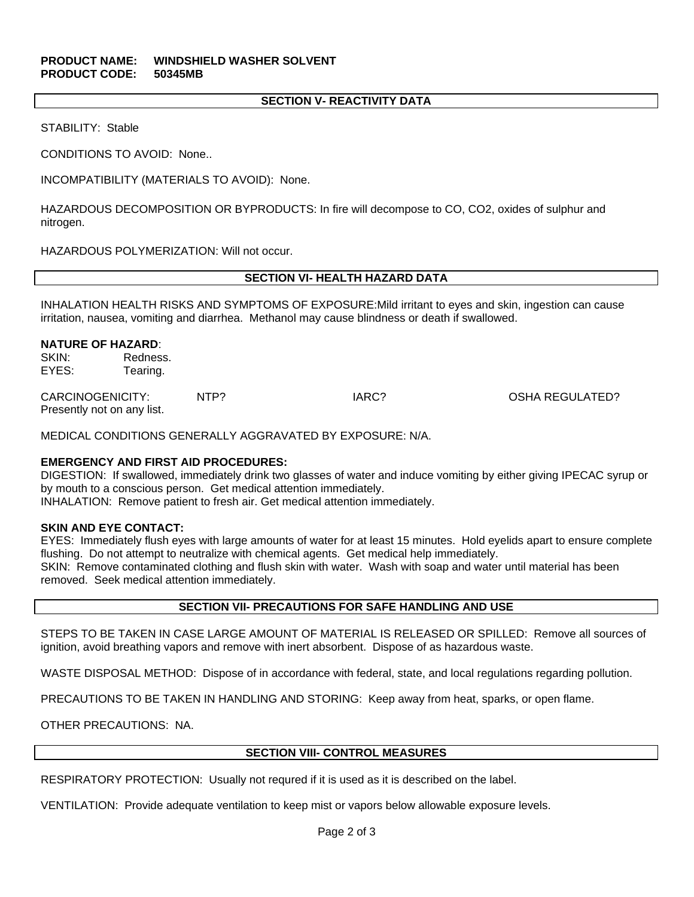**PRODUCT NAME: WINDSHIELD WASHER SOLVENT**
**PRODUCT CODE: 50345MB**

## SECTION V- REACTIVITY DATA

STABILITY: Stable

CONDITIONS TO AVOID: None..

INCOMPATIBILITY (MATERIALS TO AVOID): None.

HAZARDOUS DECOMPOSITION OR BYPRODUCTS: In fire will decompose to CO, CO2, oxides of sulphur and nitrogen.

HAZARDOUS POLYMERIZATION: Will not occur.

## SECTION VI- HEALTH HAZARD DATA

INHALATION HEALTH RISKS AND SYMPTOMS OF EXPOSURE:Mild irritant to eyes and skin, ingestion can cause irritation, nausea, vomiting and diarrhea. Methanol may cause blindness or death if swallowed.

**NATURE OF HAZARD**:
SKIN: Redness.
EYES: Tearing.

CARCINOGENICITY: NTP? IARC? OSHA REGULATED?
Presently not on any list.

MEDICAL CONDITIONS GENERALLY AGGRAVATED BY EXPOSURE: N/A.

**EMERGENCY AND FIRST AID PROCEDURES:**
DIGESTION: If swallowed, immediately drink two glasses of water and induce vomiting by either giving IPECAC syrup or by mouth to a conscious person. Get medical attention immediately.
INHALATION: Remove patient to fresh air. Get medical attention immediately.

**SKIN AND EYE CONTACT:**
EYES: Immediately flush eyes with large amounts of water for at least 15 minutes. Hold eyelids apart to ensure complete flushing. Do not attempt to neutralize with chemical agents. Get medical help immediately.
SKIN: Remove contaminated clothing and flush skin with water. Wash with soap and water until material has been removed. Seek medical attention immediately.

## SECTION VII- PRECAUTIONS FOR SAFE HANDLING AND USE

STEPS TO BE TAKEN IN CASE LARGE AMOUNT OF MATERIAL IS RELEASED OR SPILLED: Remove all sources of ignition, avoid breathing vapors and remove with inert absorbent. Dispose of as hazardous waste.

WASTE DISPOSAL METHOD: Dispose of in accordance with federal, state, and local regulations regarding pollution.

PRECAUTIONS TO BE TAKEN IN HANDLING AND STORING: Keep away from heat, sparks, or open flame.

OTHER PRECAUTIONS: NA.

## SECTION VIII- CONTROL MEASURES

RESPIRATORY PROTECTION: Usually not requred if it is used as it is described on the label.

VENTILATION: Provide adequate ventilation to keep mist or vapors below allowable exposure levels.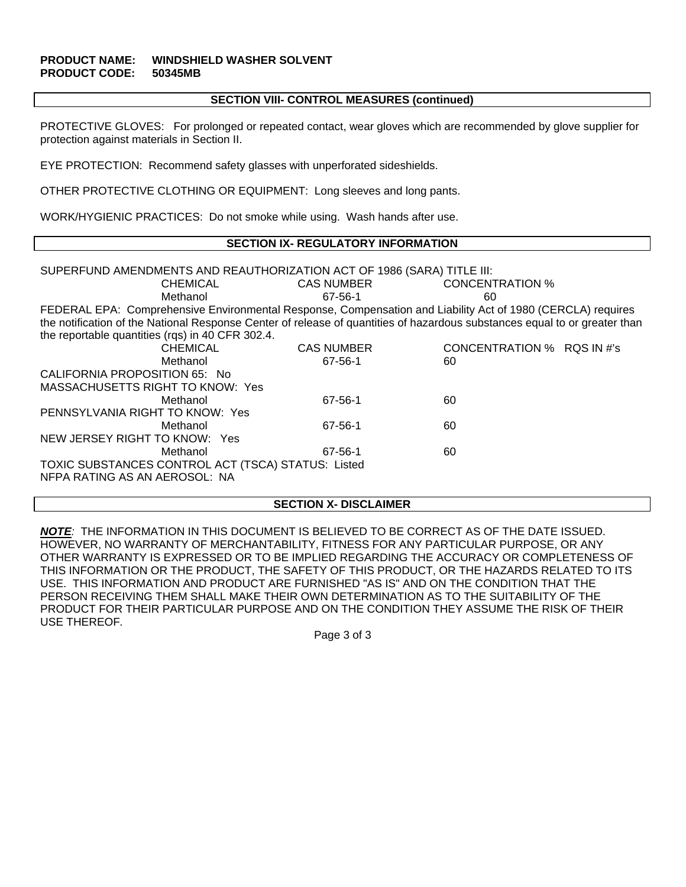**PRODUCT NAME: WINDSHIELD WASHER SOLVENT**
**PRODUCT CODE: 50345MB**

## SECTION VIII- CONTROL MEASURES (continued)

PROTECTIVE GLOVES: For prolonged or repeated contact, wear gloves which are recommended by glove supplier for protection against materials in Section II.

EYE PROTECTION: Recommend safety glasses with unperforated sideshields.

OTHER PROTECTIVE CLOTHING OR EQUIPMENT: Long sleeves and long pants.

WORK/HYGIENIC PRACTICES: Do not smoke while using. Wash hands after use.

## SECTION IX- REGULATORY INFORMATION

SUPERFUND AMENDMENTS AND REAUTHORIZATION ACT OF 1986 (SARA) TITLE III:

| CHEMICAL | CAS NUMBER | CONCENTRATION % |
| --- | --- | --- |
| Methanol | 67-56-1 | 60 |

FEDERAL EPA: Comprehensive Environmental Response, Compensation and Liability Act of 1980 (CERCLA) requires the notification of the National Response Center of release of quantities of hazardous substances equal to or greater than the reportable quantities (rqs) in 40 CFR 302.4.

| CHEMICAL | CAS NUMBER | CONCENTRATION % | RQS IN #'s |
| --- | --- | --- | --- |
| Methanol | 67-56-1 | 60 | |

CALIFORNIA PROPOSITION 65: No

MASSACHUSETTS RIGHT TO KNOW: Yes

| | | |
| --- | --- | --- |
| Methanol | 67-56-1 | 60 |

PENNSYLVANIA RIGHT TO KNOW: Yes

| | | |
| --- | --- | --- |
| Methanol | 67-56-1 | 60 |

NEW JERSEY RIGHT TO KNOW: Yes

| | | |
| --- | --- | --- |
| Methanol | 67-56-1 | 60 |

TOXIC SUBSTANCES CONTROL ACT (TSCA) STATUS: Listed

NFPA RATING AS AN AEROSOL: NA

## SECTION X- DISCLAIMER

***NOTE:*** THE INFORMATION IN THIS DOCUMENT IS BELIEVED TO BE CORRECT AS OF THE DATE ISSUED. HOWEVER, NO WARRANTY OF MERCHANTABILITY, FITNESS FOR ANY PARTICULAR PURPOSE, OR ANY OTHER WARRANTY IS EXPRESSED OR TO BE IMPLIED REGARDING THE ACCURACY OR COMPLETENESS OF THIS INFORMATION OR THE PRODUCT, THE SAFETY OF THIS PRODUCT, OR THE HAZARDS RELATED TO ITS USE. THIS INFORMATION AND PRODUCT ARE FURNISHED "AS IS" AND ON THE CONDITION THAT THE PERSON RECEIVING THEM SHALL MAKE THEIR OWN DETERMINATION AS TO THE SUITABILITY OF THE PRODUCT FOR THEIR PARTICULAR PURPOSE AND ON THE CONDITION THEY ASSUME THE RISK OF THEIR USE THEREOF.